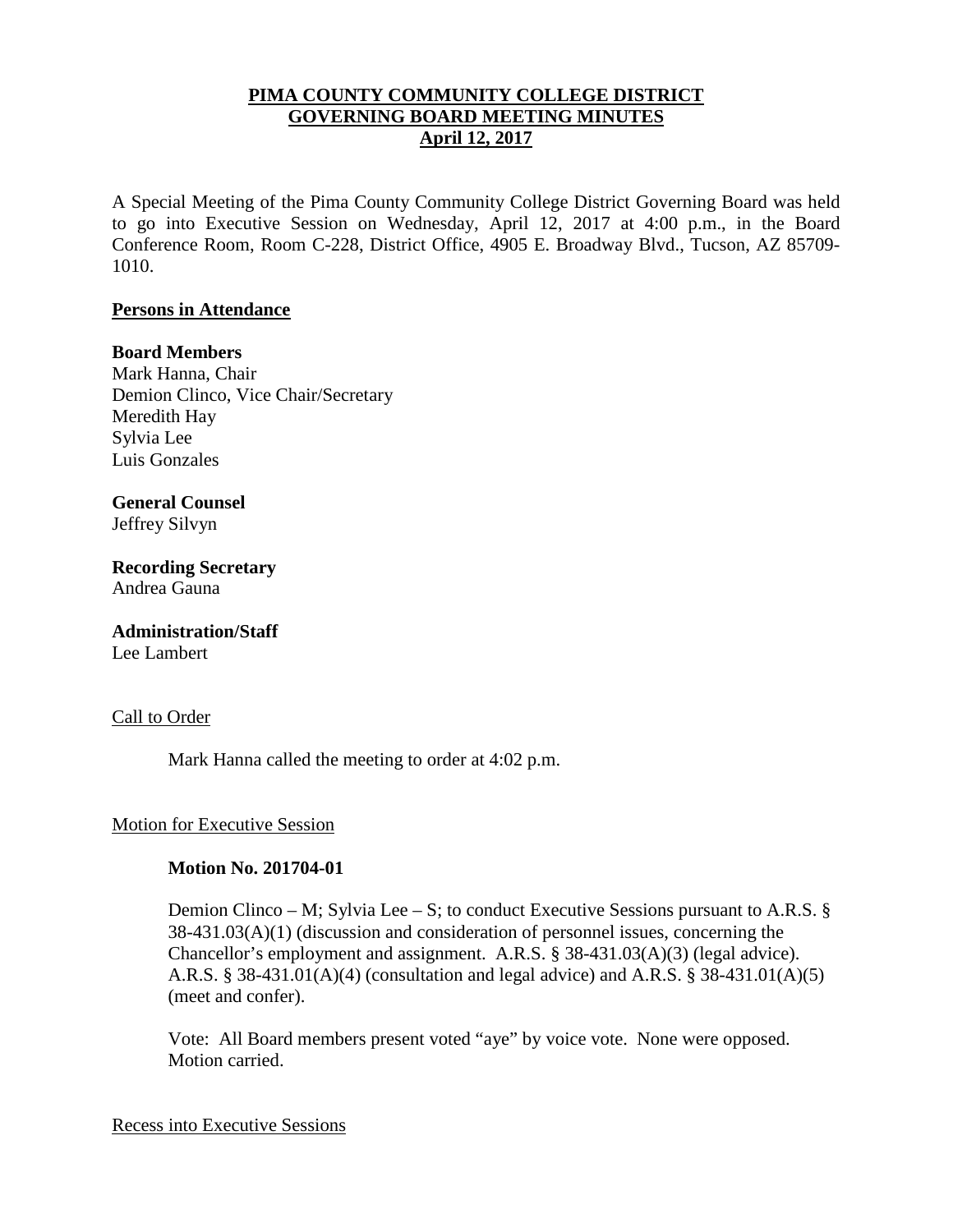# PIMA COUNTY COMMUNITY COLLEGE DISTRICT
# GOVERNING BOARD MEETING MINUTES
# April 12, 2017

A Special Meeting of the Pima County Community College District Governing Board was held to go into Executive Session on Wednesday, April 12, 2017 at 4:00 p.m., in the Board Conference Room, Room C-228, District Office, 4905 E. Broadway Blvd., Tucson, AZ 85709-1010.

## Persons in Attendance

**Board Members**
Mark Hanna, Chair
Demion Clinco, Vice Chair/Secretary
Meredith Hay
Sylvia Lee
Luis Gonzales

**General Counsel**
Jeffrey Silvyn

**Recording Secretary**
Andrea Gauna

**Administration/Staff**
Lee Lambert

## Call to Order

Mark Hanna called the meeting to order at 4:02 p.m.

## Motion for Executive Session

**Motion No. 201704-01**

Demion Clinco – M; Sylvia Lee – S; to conduct Executive Sessions pursuant to A.R.S. § 38-431.03(A)(1) (discussion and consideration of personnel issues, concerning the Chancellor's employment and assignment. A.R.S. § 38-431.03(A)(3) (legal advice). A.R.S. § 38-431.01(A)(4) (consultation and legal advice) and A.R.S. § 38-431.01(A)(5) (meet and confer).

Vote: All Board members present voted "aye" by voice vote. None were opposed. Motion carried.

## Recess into Executive Sessions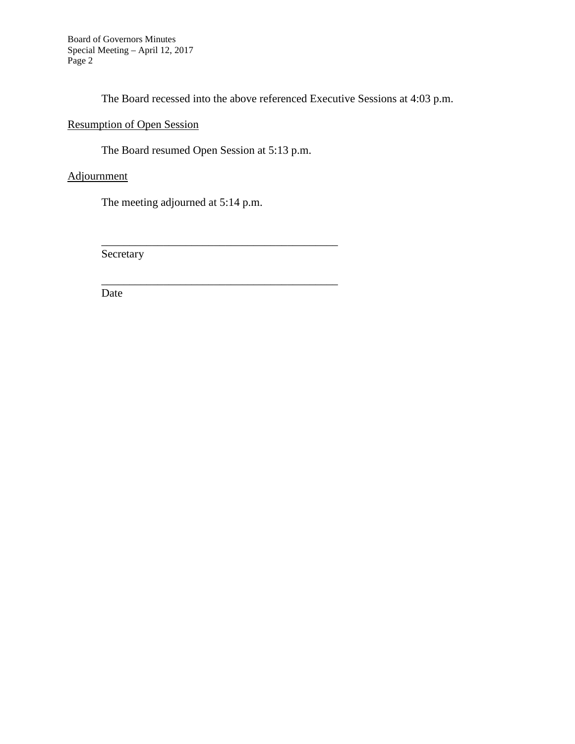The Board recessed into the above referenced Executive Sessions at 4:03 p.m.

Resumption of Open Session

The Board resumed Open Session at 5:13 p.m.

Adjournment

The meeting adjourned at 5:14 p.m.

\_\_\_\_\_\_\_\_\_\_\_\_\_\_\_\_\_\_\_\_\_\_\_\_\_\_\_\_\_\_\_\_\_\_\_\_\_\_\_\_\_\_

Secretary

\_\_\_\_\_\_\_\_\_\_\_\_\_\_\_\_\_\_\_\_\_\_\_\_\_\_\_\_\_\_\_\_\_\_\_\_\_\_\_\_\_\_

Date